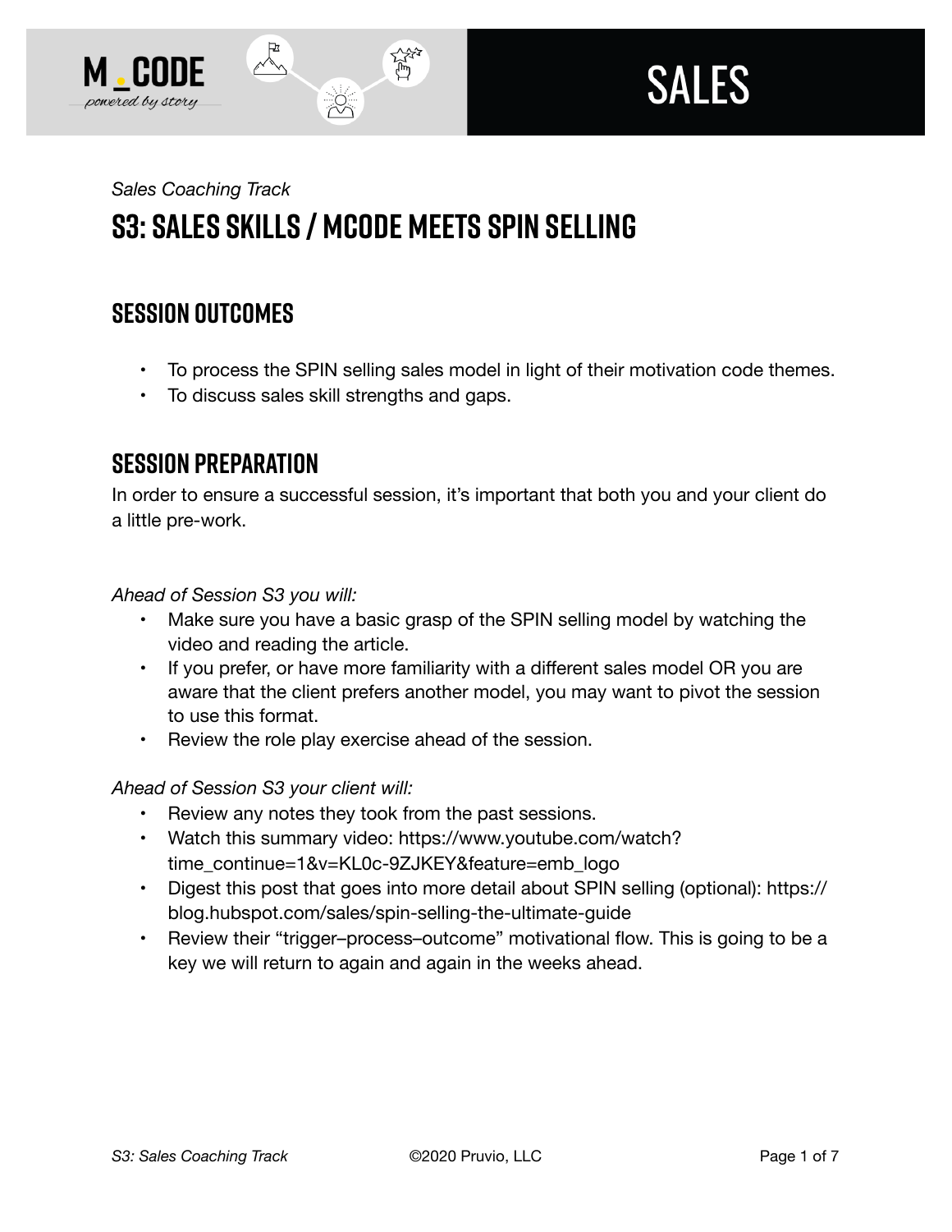*Sales Coaching Track*

# S3: Sales Skills / MCODE Meets SPIN Selling

## Session Outcomes

- To process the SPIN selling sales model in light of their motivation code themes.
- To discuss sales skill strengths and gaps.

## Session Preparation

In order to ensure a successful session, it's important that both you and your client do a little pre-work.

*Ahead of Session S3 you will:*

- Make sure you have a basic grasp of the SPIN selling model by watching the video and reading the article.
- If you prefer, or have more familiarity with a different sales model OR you are aware that the client prefers another model, you may want to pivot the session to use this format.
- Review the role play exercise ahead of the session.

*Ahead of Session S3 your client will:*

- Review any notes they took from the past sessions.
- Watch this summary video: https://www.youtube.com/watch?time_continue=1&v=KL0c-9ZJKEY&feature=emb_logo
- Digest this post that goes into more detail about SPIN selling (optional): https://blog.hubspot.com/sales/spin-selling-the-ultimate-guide
- Review their "trigger–process–outcome" motivational flow. This is going to be a key we will return to again and again in the weeks ahead.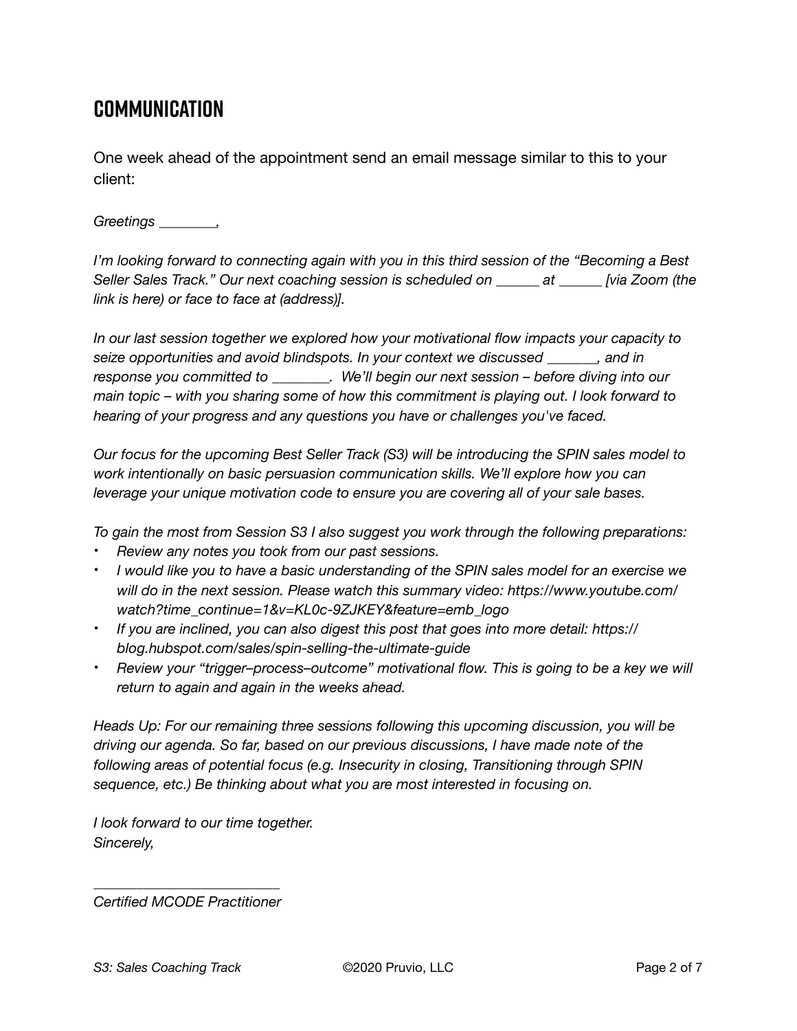## COMMUNICATION

One week ahead of the appointment send an email message similar to this to your client:

*Greetings ________,*

*I'm looking forward to connecting again with you in this third session of the "Becoming a Best Seller Sales Track." Our next coaching session is scheduled on ______ at ______ [via Zoom (the link is here) or face to face at (address)].*

*In our last session together we explored how your motivational flow impacts your capacity to seize opportunities and avoid blindspots. In your context we discussed _______, and in response you committed to ________. We'll begin our next session – before diving into our main topic – with you sharing some of how this commitment is playing out. I look forward to hearing of your progress and any questions you have or challenges you've faced.*

*Our focus for the upcoming Best Seller Track (S3) will be introducing the SPIN sales model to work intentionally on basic persuasion communication skills. We'll explore how you can leverage your unique motivation code to ensure you are covering all of your sale bases.*

*To gain the most from Session S3 I also suggest you work through the following preparations:*

- *Review any notes you took from our past sessions.*
- *I would like you to have a basic understanding of the SPIN sales model for an exercise we will do in the next session. Please watch this summary video: https://www.youtube.com/watch?time_continue=1&v=KL0c-9ZJKEY&feature=emb_logo*
- *If you are inclined, you can also digest this post that goes into more detail: https://blog.hubspot.com/sales/spin-selling-the-ultimate-guide*
- *Review your "trigger–process–outcome" motivational flow. This is going to be a key we will return to again and again in the weeks ahead.*

*Heads Up: For our remaining three sessions following this upcoming discussion, you will be driving our agenda. So far, based on our previous discussions, I have made note of the following areas of potential focus (e.g. Insecurity in closing, Transitioning through SPIN sequence, etc.) Be thinking about what you are most interested in focusing on.*

*I look forward to our time together.*
*Sincerely,*

*_________________________*
*Certified MCODE Practitioner*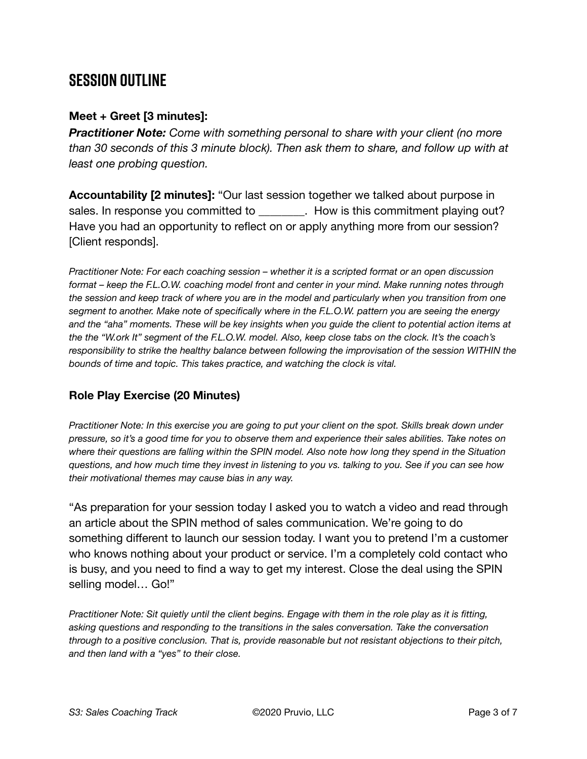## SESSION OUTLINE

**Meet + Greet [3 minutes]:**

***Practitioner Note:*** *Come with something personal to share with your client (no more than 30 seconds of this 3 minute block). Then ask them to share, and follow up with at least one probing question.*

**Accountability [2 minutes]:** "Our last session together we talked about purpose in sales. In response you committed to ________. How is this commitment playing out? Have you had an opportunity to reflect on or apply anything more from our session? [Client responds].

*Practitioner Note: For each coaching session – whether it is a scripted format or an open discussion format – keep the F.L.O.W. coaching model front and center in your mind. Make running notes through the session and keep track of where you are in the model and particularly when you transition from one segment to another. Make note of specifically where in the F.L.O.W. pattern you are seeing the energy and the "aha" moments. These will be key insights when you guide the client to potential action items at the the "W.ork It" segment of the F.L.O.W. model. Also, keep close tabs on the clock. It's the coach's responsibility to strike the healthy balance between following the improvisation of the session WITHIN the bounds of time and topic. This takes practice, and watching the clock is vital.*

### Role Play Exercise (20 Minutes)

*Practitioner Note: In this exercise you are going to put your client on the spot. Skills break down under pressure, so it's a good time for you to observe them and experience their sales abilities. Take notes on where their questions are falling within the SPIN model. Also note how long they spend in the Situation questions, and how much time they invest in listening to you vs. talking to you. See if you can see how their motivational themes may cause bias in any way.*

"As preparation for your session today I asked you to watch a video and read through an article about the SPIN method of sales communication. We're going to do something different to launch our session today. I want you to pretend I'm a customer who knows nothing about your product or service. I'm a completely cold contact who is busy, and you need to find a way to get my interest. Close the deal using the SPIN selling model… Go!"

*Practitioner Note: Sit quietly until the client begins. Engage with them in the role play as it is fitting, asking questions and responding to the transitions in the sales conversation. Take the conversation through to a positive conclusion. That is, provide reasonable but not resistant objections to their pitch, and then land with a "yes" to their close.*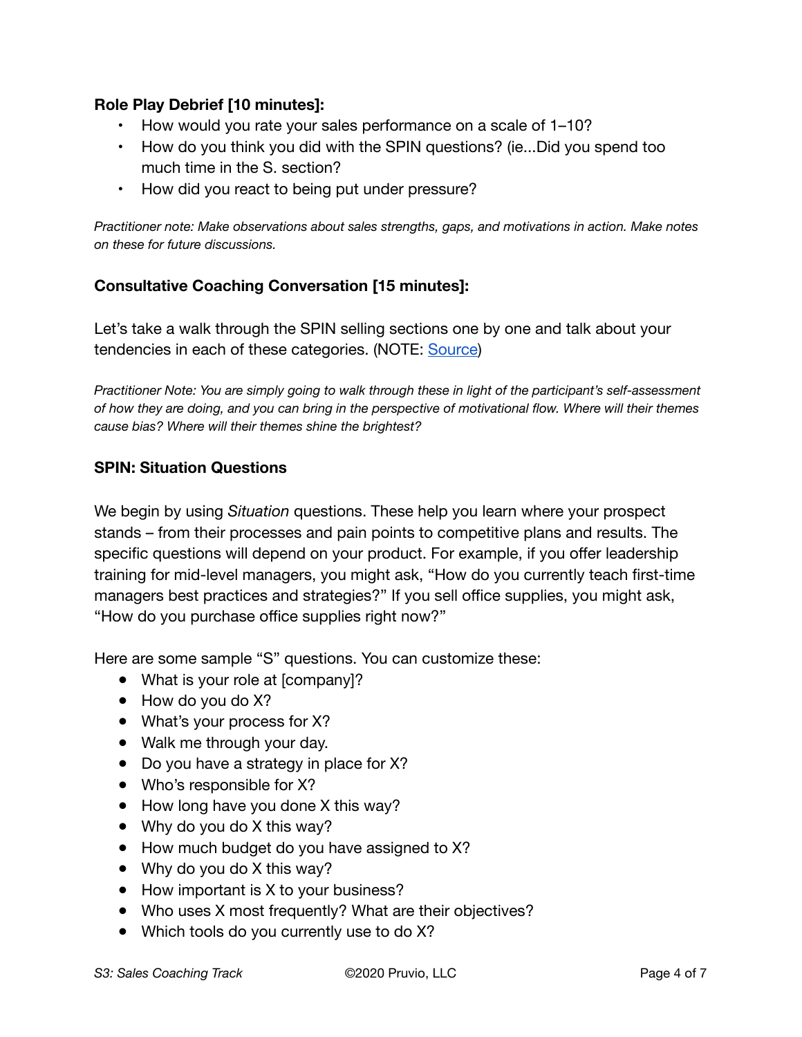**Role Play Debrief [10 minutes]:**

- How would you rate your sales performance on a scale of 1–10?
- How do you think you did with the SPIN questions? (ie...Did you spend too much time in the S. section?
- How did you react to being put under pressure?

*Practitioner note: Make observations about sales strengths, gaps, and motivations in action. Make notes on these for future discussions.*

**Consultative Coaching Conversation [15 minutes]:**

Let's take a walk through the SPIN selling sections one by one and talk about your tendencies in each of these categories. (NOTE: Source)

*Practitioner Note: You are simply going to walk through these in light of the participant's self-assessment of how they are doing, and you can bring in the perspective of motivational flow. Where will their themes cause bias? Where will their themes shine the brightest?*

**SPIN: Situation Questions**

We begin by using *Situation* questions. These help you learn where your prospect stands – from their processes and pain points to competitive plans and results. The specific questions will depend on your product. For example, if you offer leadership training for mid-level managers, you might ask, "How do you currently teach first-time managers best practices and strategies?" If you sell office supplies, you might ask, "How do you purchase office supplies right now?"

Here are some sample "S" questions. You can customize these:

- What is your role at [company]?
- How do you do X?
- What's your process for X?
- Walk me through your day.
- Do you have a strategy in place for X?
- Who's responsible for X?
- How long have you done X this way?
- Why do you do X this way?
- How much budget do you have assigned to X?
- Why do you do X this way?
- How important is X to your business?
- Who uses X most frequently? What are their objectives?
- Which tools do you currently use to do X?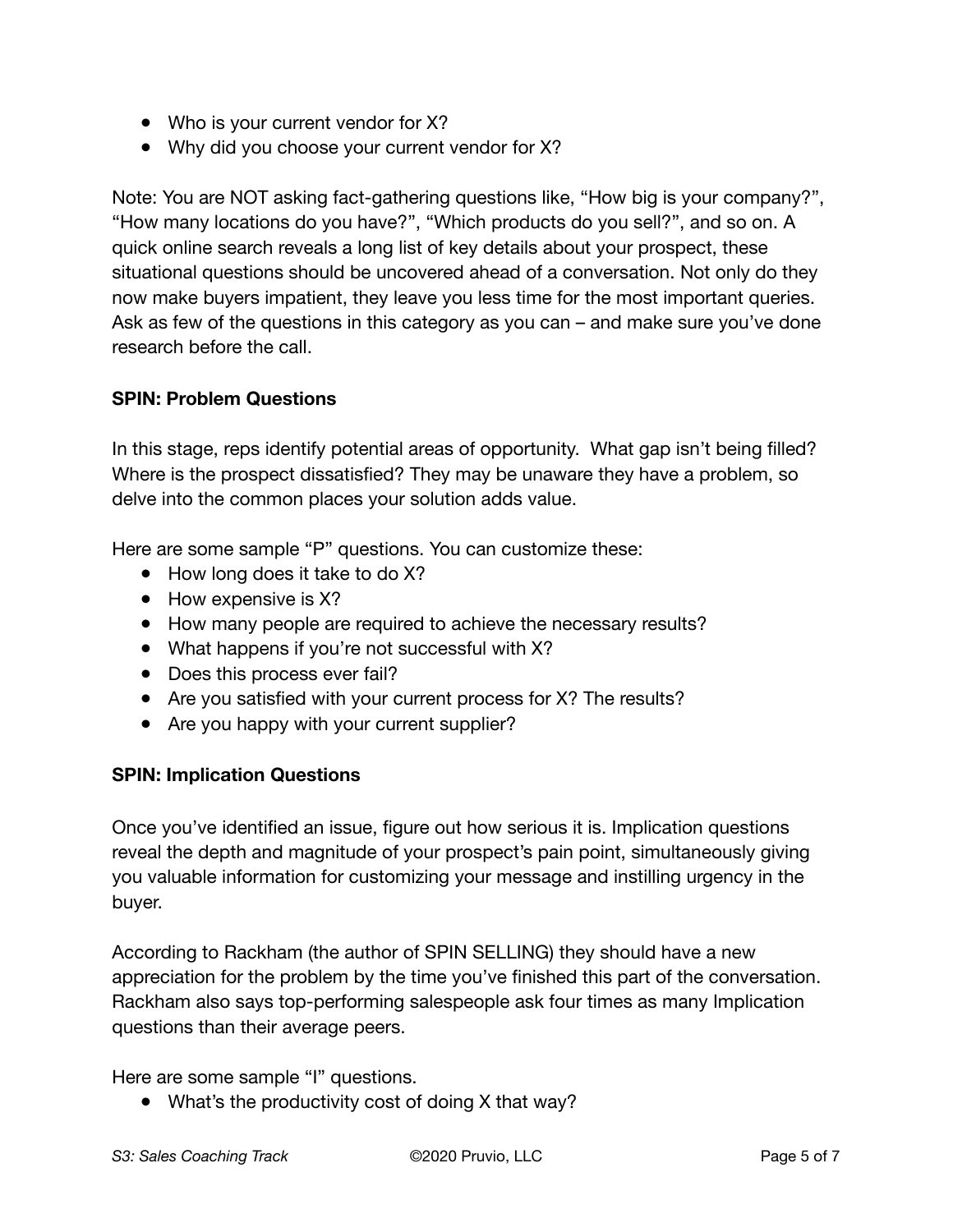- Who is your current vendor for X?
- Why did you choose your current vendor for X?

Note: You are NOT asking fact-gathering questions like, “How big is your company?”, “How many locations do you have?”, “Which products do you sell?”, and so on. A quick online search reveals a long list of key details about your prospect, these situational questions should be uncovered ahead of a conversation. Not only do they now make buyers impatient, they leave you less time for the most important queries. Ask as few of the questions in this category as you can – and make sure you’ve done research before the call.

**SPIN: Problem Questions**

In this stage, reps identify potential areas of opportunity. What gap isn’t being filled? Where is the prospect dissatisfied? They may be unaware they have a problem, so delve into the common places your solution adds value.

Here are some sample “P” questions. You can customize these:

- How long does it take to do X?
- How expensive is X?
- How many people are required to achieve the necessary results?
- What happens if you’re not successful with X?
- Does this process ever fail?
- Are you satisfied with your current process for X? The results?
- Are you happy with your current supplier?

**SPIN: Implication Questions**

Once you’ve identified an issue, figure out how serious it is. Implication questions reveal the depth and magnitude of your prospect’s pain point, simultaneously giving you valuable information for customizing your message and instilling urgency in the buyer.

According to Rackham (the author of SPIN SELLING) they should have a new appreciation for the problem by the time you’ve finished this part of the conversation. Rackham also says top-performing salespeople ask four times as many Implication questions than their average peers.

Here are some sample “I” questions.

- What’s the productivity cost of doing X that way?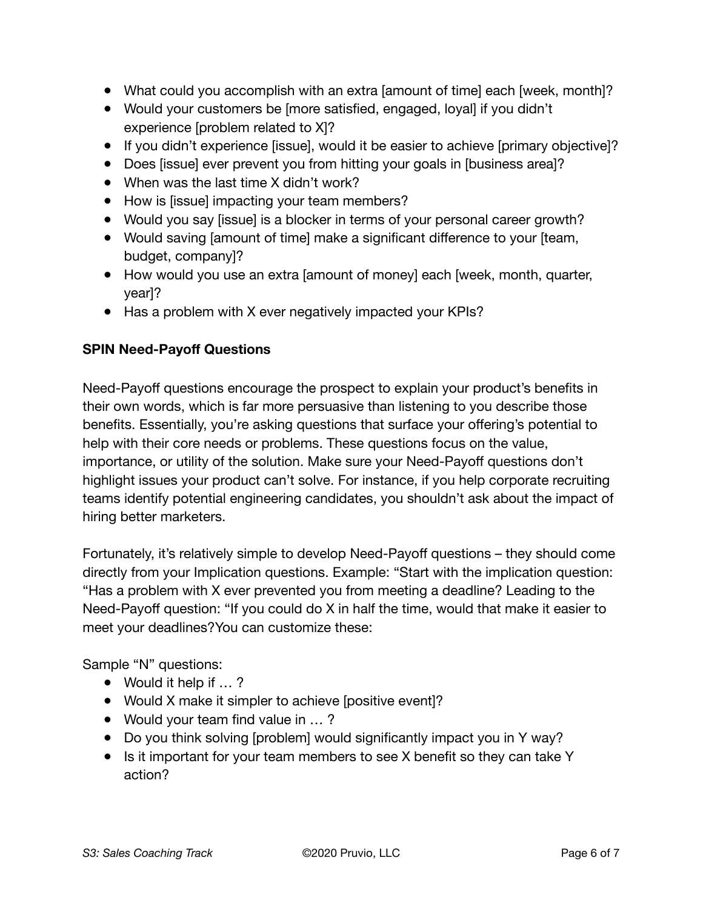- What could you accomplish with an extra [amount of time] each [week, month]?
- Would your customers be [more satisfied, engaged, loyal] if you didn't experience [problem related to X]?
- If you didn't experience [issue], would it be easier to achieve [primary objective]?
- Does [issue] ever prevent you from hitting your goals in [business area]?
- When was the last time X didn't work?
- How is [issue] impacting your team members?
- Would you say [issue] is a blocker in terms of your personal career growth?
- Would saving [amount of time] make a significant difference to your [team, budget, company]?
- How would you use an extra [amount of money] each [week, month, quarter, year]?
- Has a problem with X ever negatively impacted your KPIs?

**SPIN Need-Payoff Questions**

Need-Payoff questions encourage the prospect to explain your product's benefits in their own words, which is far more persuasive than listening to you describe those benefits. Essentially, you're asking questions that surface your offering's potential to help with their core needs or problems. These questions focus on the value, importance, or utility of the solution. Make sure your Need-Payoff questions don't highlight issues your product can't solve. For instance, if you help corporate recruiting teams identify potential engineering candidates, you shouldn't ask about the impact of hiring better marketers.

Fortunately, it's relatively simple to develop Need-Payoff questions – they should come directly from your Implication questions. Example: "Start with the implication question: "Has a problem with X ever prevented you from meeting a deadline? Leading to the Need-Payoff question: "If you could do X in half the time, would that make it easier to meet your deadlines?You can customize these:

Sample "N" questions:

- Would it help if … ?
- Would X make it simpler to achieve [positive event]?
- Would your team find value in … ?
- Do you think solving [problem] would significantly impact you in Y way?
- Is it important for your team members to see X benefit so they can take Y action?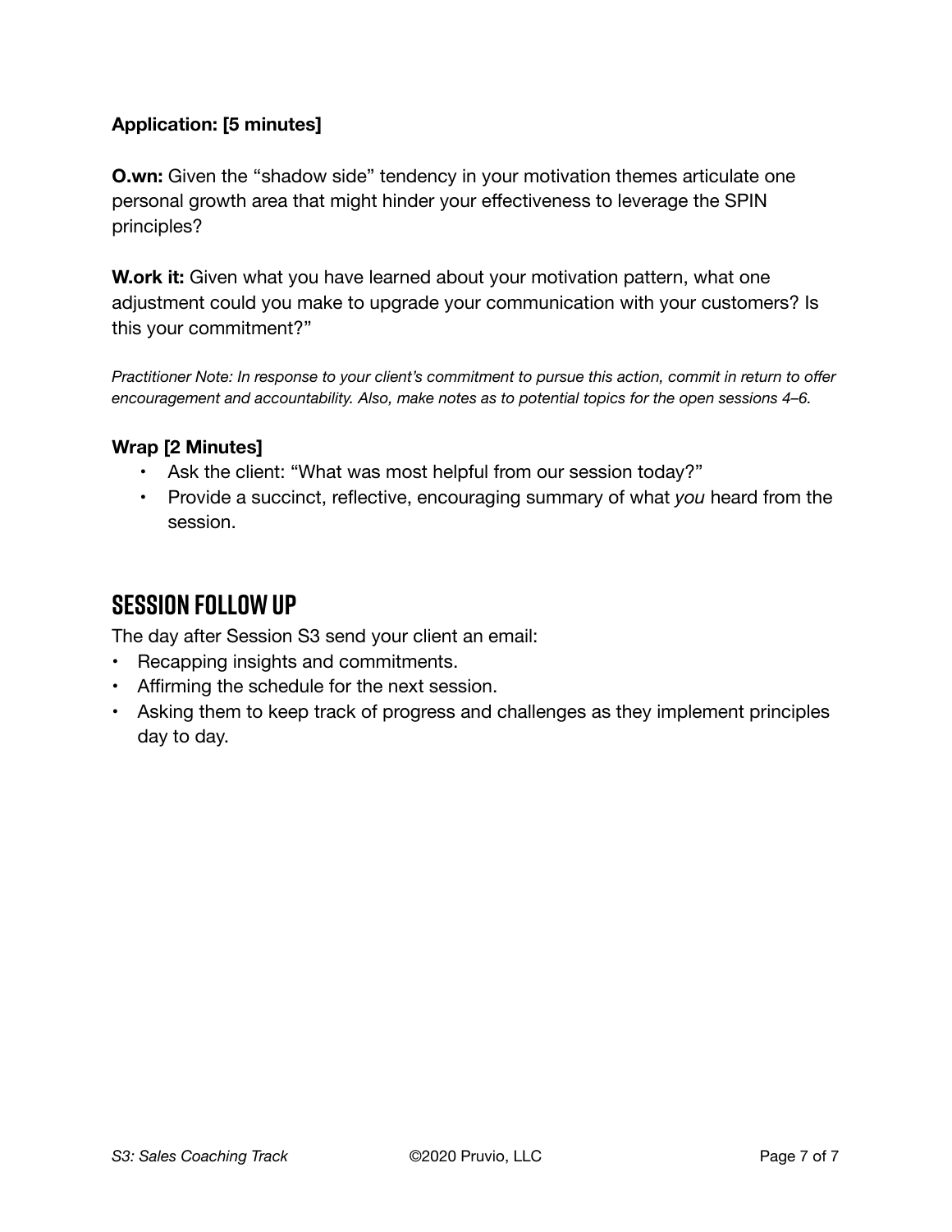**Application: [5 minutes]**

**O.wn:** Given the "shadow side" tendency in your motivation themes articulate one personal growth area that might hinder your effectiveness to leverage the SPIN principles?

**W.ork it:** Given what you have learned about your motivation pattern, what one adjustment could you make to upgrade your communication with your customers? Is this your commitment?"

*Practitioner Note: In response to your client's commitment to pursue this action, commit in return to offer encouragement and accountability. Also, make notes as to potential topics for the open sessions 4–6.*

**Wrap [2 Minutes]**

- Ask the client: "What was most helpful from our session today?"
- Provide a succinct, reflective, encouraging summary of what *you* heard from the session.

## SESSION FOLLOW UP

The day after Session S3 send your client an email:

- Recapping insights and commitments.
- Affirming the schedule for the next session.
- Asking them to keep track of progress and challenges as they implement principles day to day.